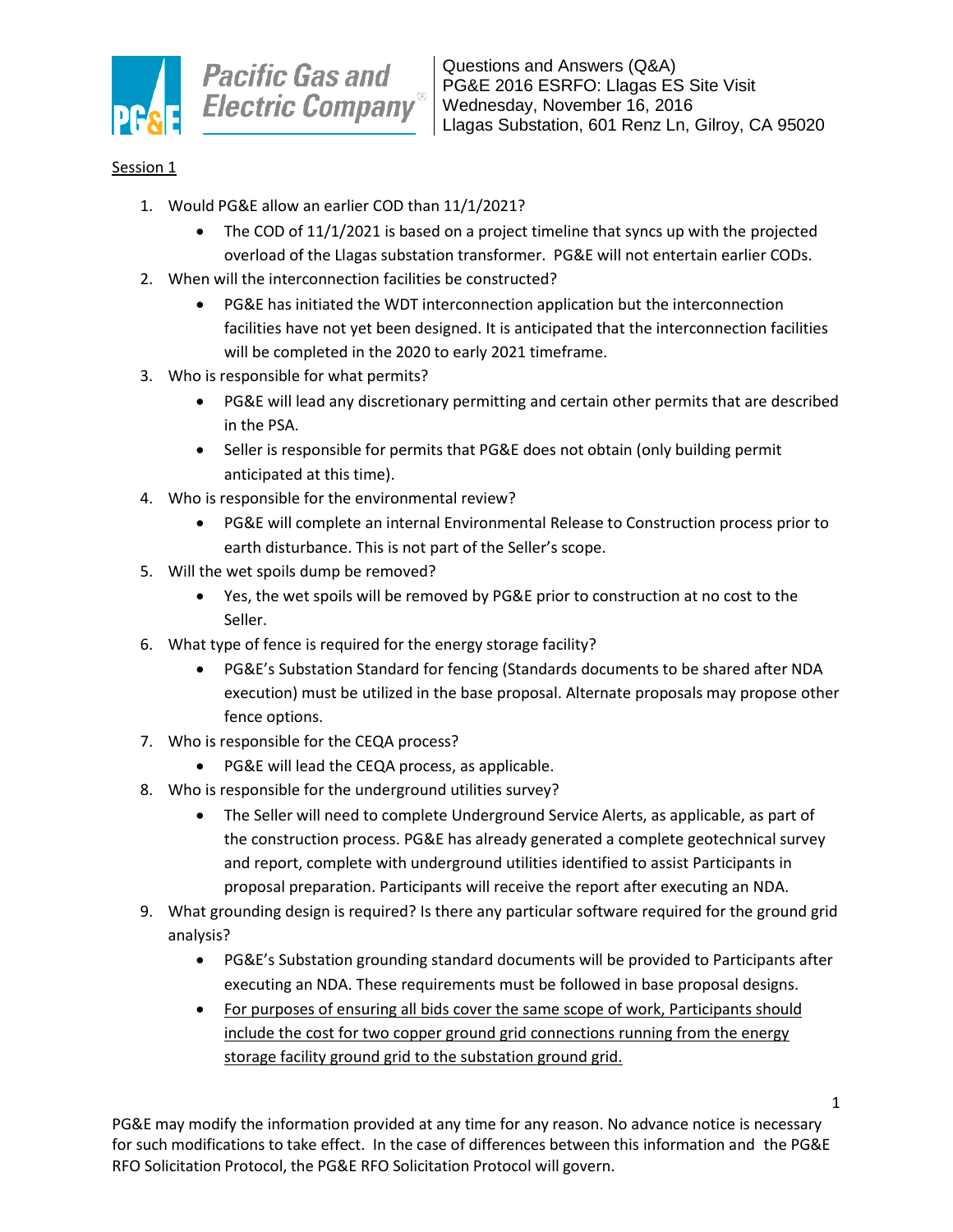Pacific Gas and Electric Company

Questions and Answers (Q&A)
PG&E 2016 ESRFO: Llagas ES Site Visit
Wednesday, November 16, 2016
Llagas Substation, 601 Renz Ln, Gilroy, CA 95020

<u>Session 1</u>

1. Would PG&E allow an earlier COD than 11/1/2021?
    - The COD of 11/1/2021 is based on a project timeline that syncs up with the projected overload of the Llagas substation transformer. PG&E will not entertain earlier CODs.
2. When will the interconnection facilities be constructed?
    - PG&E has initiated the WDT interconnection application but the interconnection facilities have not yet been designed. It is anticipated that the interconnection facilities will be completed in the 2020 to early 2021 timeframe.
3. Who is responsible for what permits?
    - PG&E will lead any discretionary permitting and certain other permits that are described in the PSA.
    - Seller is responsible for permits that PG&E does not obtain (only building permit anticipated at this time).
4. Who is responsible for the environmental review?
    - PG&E will complete an internal Environmental Release to Construction process prior to earth disturbance. This is not part of the Seller's scope.
5. Will the wet spoils dump be removed?
    - Yes, the wet spoils will be removed by PG&E prior to construction at no cost to the Seller.
6. What type of fence is required for the energy storage facility?
    - PG&E's Substation Standard for fencing (Standards documents to be shared after NDA execution) must be utilized in the base proposal. Alternate proposals may propose other fence options.
7. Who is responsible for the CEQA process?
    - PG&E will lead the CEQA process, as applicable.
8. Who is responsible for the underground utilities survey?
    - The Seller will need to complete Underground Service Alerts, as applicable, as part of the construction process. PG&E has already generated a complete geotechnical survey and report, complete with underground utilities identified to assist Participants in proposal preparation. Participants will receive the report after executing an NDA.
9. What grounding design is required? Is there any particular software required for the ground grid analysis?
    - PG&E's Substation grounding standard documents will be provided to Participants after executing an NDA. These requirements must be followed in base proposal designs.
    - <u>For purposes of ensuring all bids cover the same scope of work, Participants should include the cost for two copper ground grid connections running from the energy storage facility ground grid to the substation ground grid.</u>

PG&E may modify the information provided at any time for any reason. No advance notice is necessary for such modifications to take effect. In the case of differences between this information and the PG&E RFO Solicitation Protocol, the PG&E RFO Solicitation Protocol will govern.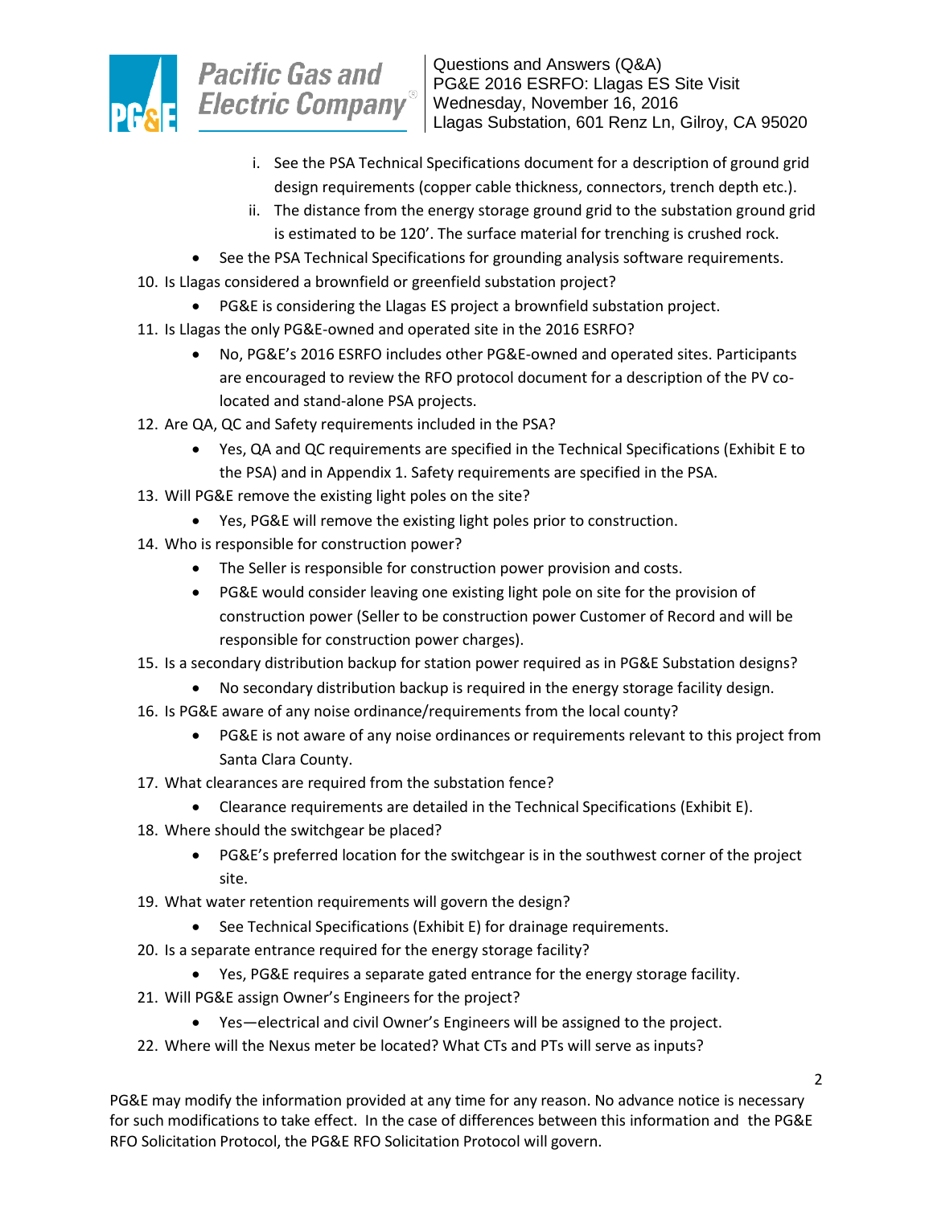i. See the PSA Technical Specifications document for a description of ground grid design requirements (copper cable thickness, connectors, trench depth etc.).
   ii. The distance from the energy storage ground grid to the substation ground grid is estimated to be 120'. The surface material for trenching is crushed rock.
- See the PSA Technical Specifications for grounding analysis software requirements.

10. Is Llagas considered a brownfield or greenfield substation project?
    - PG&E is considering the Llagas ES project a brownfield substation project.
11. Is Llagas the only PG&E-owned and operated site in the 2016 ESRFO?
    - No, PG&E's 2016 ESRFO includes other PG&E-owned and operated sites. Participants are encouraged to review the RFO protocol document for a description of the PV co-located and stand-alone PSA projects.
12. Are QA, QC and Safety requirements included in the PSA?
    - Yes, QA and QC requirements are specified in the Technical Specifications (Exhibit E to the PSA) and in Appendix 1. Safety requirements are specified in the PSA.
13. Will PG&E remove the existing light poles on the site?
    - Yes, PG&E will remove the existing light poles prior to construction.
14. Who is responsible for construction power?
    - The Seller is responsible for construction power provision and costs.
    - PG&E would consider leaving one existing light pole on site for the provision of construction power (Seller to be construction power Customer of Record and will be responsible for construction power charges).
15. Is a secondary distribution backup for station power required as in PG&E Substation designs?
    - No secondary distribution backup is required in the energy storage facility design.
16. Is PG&E aware of any noise ordinance/requirements from the local county?
    - PG&E is not aware of any noise ordinances or requirements relevant to this project from Santa Clara County.
17. What clearances are required from the substation fence?
    - Clearance requirements are detailed in the Technical Specifications (Exhibit E).
18. Where should the switchgear be placed?
    - PG&E's preferred location for the switchgear is in the southwest corner of the project site.
19. What water retention requirements will govern the design?
    - See Technical Specifications (Exhibit E) for drainage requirements.
20. Is a separate entrance required for the energy storage facility?
    - Yes, PG&E requires a separate gated entrance for the energy storage facility.
21. Will PG&E assign Owner's Engineers for the project?
    - Yes—electrical and civil Owner's Engineers will be assigned to the project.
22. Where will the Nexus meter be located? What CTs and PTs will serve as inputs?

PG&E may modify the information provided at any time for any reason. No advance notice is necessary for such modifications to take effect. In the case of differences between this information and the PG&E RFO Solicitation Protocol, the PG&E RFO Solicitation Protocol will govern.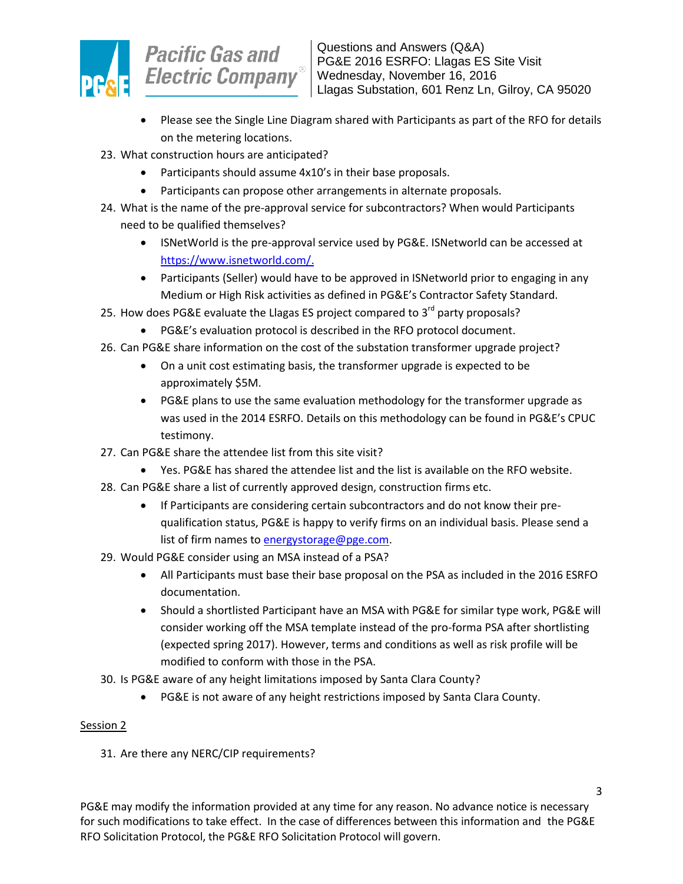- Please see the Single Line Diagram shared with Participants as part of the RFO for details on the metering locations.

23. What construction hours are anticipated?
    - Participants should assume 4x10's in their base proposals.
    - Participants can propose other arrangements in alternate proposals.
24. What is the name of the pre-approval service for subcontractors? When would Participants need to be qualified themselves?
    - ISNetWorld is the pre-approval service used by PG&E. ISNetworld can be accessed at https://www.isnetworld.com/.
    - Participants (Seller) would have to be approved in ISNetworld prior to engaging in any Medium or High Risk activities as defined in PG&E's Contractor Safety Standard.
25. How does PG&E evaluate the Llagas ES project compared to 3rd party proposals?
    - PG&E's evaluation protocol is described in the RFO protocol document.
26. Can PG&E share information on the cost of the substation transformer upgrade project?
    - On a unit cost estimating basis, the transformer upgrade is expected to be approximately $5M.
    - PG&E plans to use the same evaluation methodology for the transformer upgrade as was used in the 2014 ESRFO. Details on this methodology can be found in PG&E's CPUC testimony.
27. Can PG&E share the attendee list from this site visit?
    - Yes. PG&E has shared the attendee list and the list is available on the RFO website.
28. Can PG&E share a list of currently approved design, construction firms etc.
    - If Participants are considering certain subcontractors and do not know their pre-qualification status, PG&E is happy to verify firms on an individual basis. Please send a list of firm names to energystorage@pge.com.
29. Would PG&E consider using an MSA instead of a PSA?
    - All Participants must base their base proposal on the PSA as included in the 2016 ESRFO documentation.
    - Should a shortlisted Participant have an MSA with PG&E for similar type work, PG&E will consider working off the MSA template instead of the pro-forma PSA after shortlisting (expected spring 2017). However, terms and conditions as well as risk profile will be modified to conform with those in the PSA.
30. Is PG&E aware of any height limitations imposed by Santa Clara County?
    - PG&E is not aware of any height restrictions imposed by Santa Clara County.

Session 2

31. Are there any NERC/CIP requirements?

PG&E may modify the information provided at any time for any reason. No advance notice is necessary for such modifications to take effect. In the case of differences between this information and the PG&E RFO Solicitation Protocol, the PG&E RFO Solicitation Protocol will govern.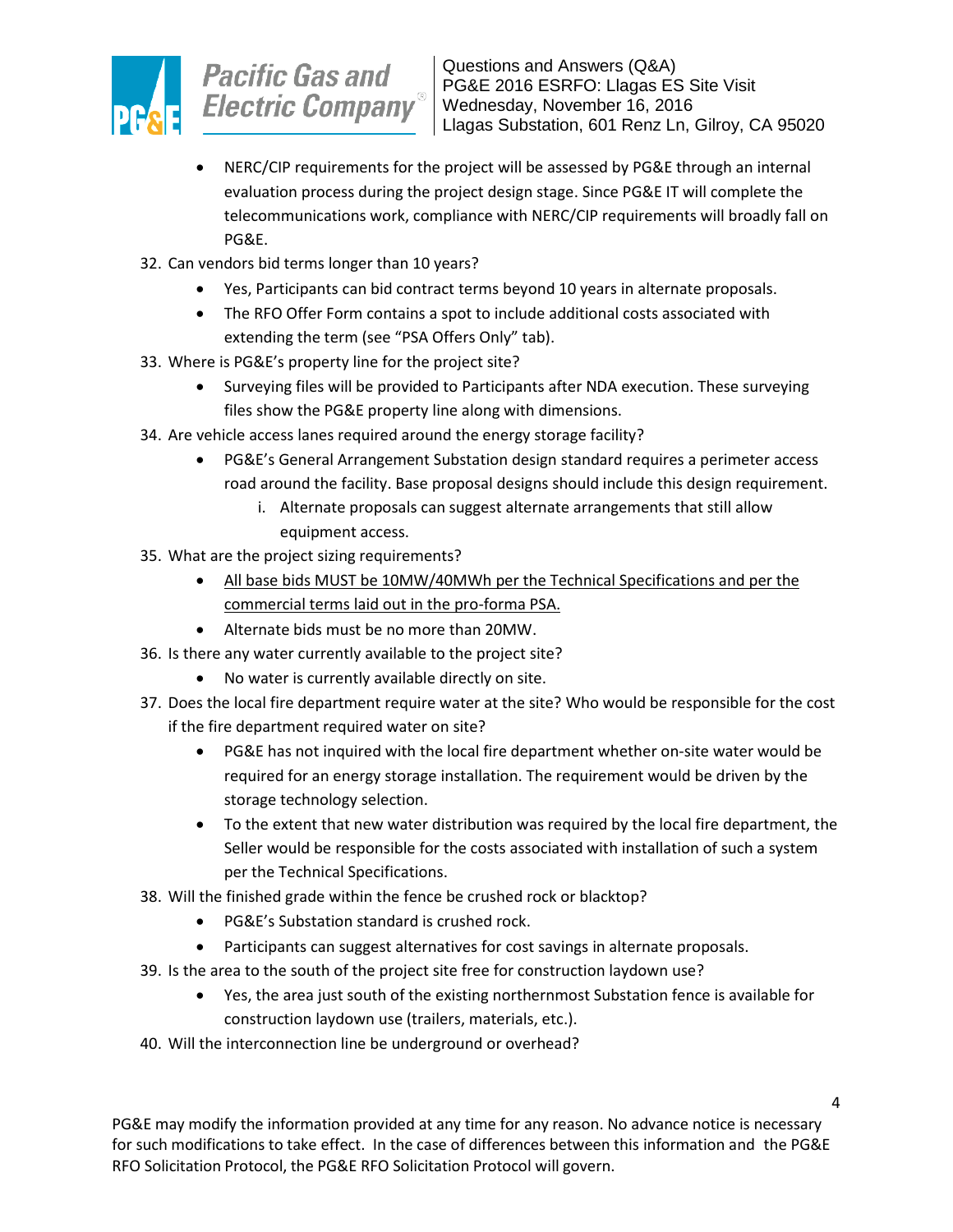- NERC/CIP requirements for the project will be assessed by PG&E through an internal evaluation process during the project design stage. Since PG&E IT will complete the telecommunications work, compliance with NERC/CIP requirements will broadly fall on PG&E.

32. Can vendors bid terms longer than 10 years?
    - Yes, Participants can bid contract terms beyond 10 years in alternate proposals.
    - The RFO Offer Form contains a spot to include additional costs associated with extending the term (see "PSA Offers Only" tab).
33. Where is PG&E's property line for the project site?
    - Surveying files will be provided to Participants after NDA execution. These surveying files show the PG&E property line along with dimensions.
34. Are vehicle access lanes required around the energy storage facility?
    - PG&E's General Arrangement Substation design standard requires a perimeter access road around the facility. Base proposal designs should include this design requirement.
        i. Alternate proposals can suggest alternate arrangements that still allow equipment access.
35. What are the project sizing requirements?
    - <u>All base bids MUST be 10MW/40MWh per the Technical Specifications and per the commercial terms laid out in the pro-forma PSA.</u>
    - Alternate bids must be no more than 20MW.
36. Is there any water currently available to the project site?
    - No water is currently available directly on site.
37. Does the local fire department require water at the site? Who would be responsible for the cost if the fire department required water on site?
    - PG&E has not inquired with the local fire department whether on-site water would be required for an energy storage installation. The requirement would be driven by the storage technology selection.
    - To the extent that new water distribution was required by the local fire department, the Seller would be responsible for the costs associated with installation of such a system per the Technical Specifications.
38. Will the finished grade within the fence be crushed rock or blacktop?
    - PG&E's Substation standard is crushed rock.
    - Participants can suggest alternatives for cost savings in alternate proposals.
39. Is the area to the south of the project site free for construction laydown use?
    - Yes, the area just south of the existing northernmost Substation fence is available for construction laydown use (trailers, materials, etc.).
40. Will the interconnection line be underground or overhead?

PG&E may modify the information provided at any time for any reason. No advance notice is necessary for such modifications to take effect. In the case of differences between this information and the PG&E RFO Solicitation Protocol, the PG&E RFO Solicitation Protocol will govern.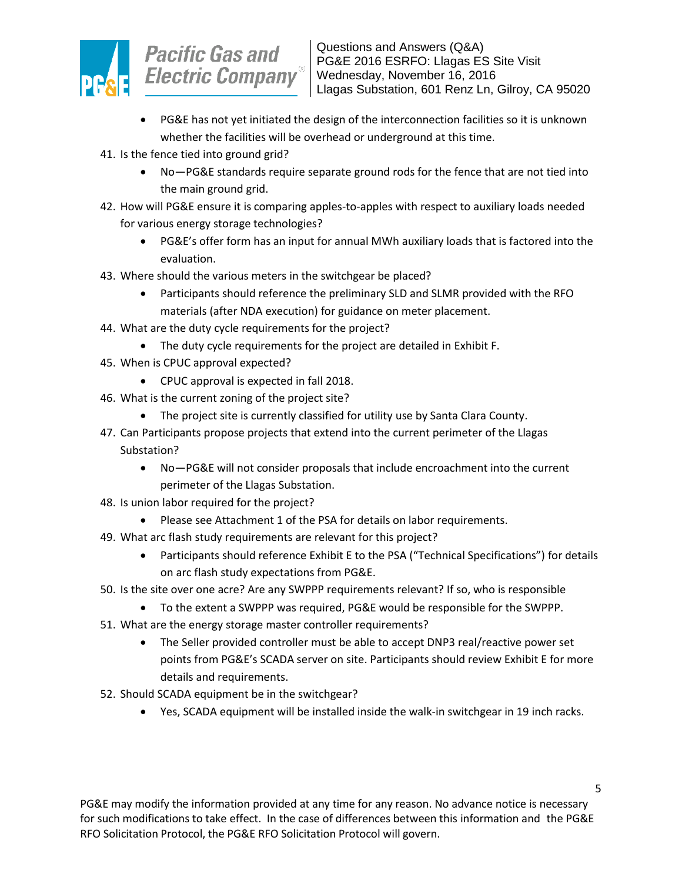- PG&E has not yet initiated the design of the interconnection facilities so it is unknown whether the facilities will be overhead or underground at this time.

41. Is the fence tied into ground grid?
    - No—PG&E standards require separate ground rods for the fence that are not tied into the main ground grid.
42. How will PG&E ensure it is comparing apples-to-apples with respect to auxiliary loads needed for various energy storage technologies?
    - PG&E's offer form has an input for annual MWh auxiliary loads that is factored into the evaluation.
43. Where should the various meters in the switchgear be placed?
    - Participants should reference the preliminary SLD and SLMR provided with the RFO materials (after NDA execution) for guidance on meter placement.
44. What are the duty cycle requirements for the project?
    - The duty cycle requirements for the project are detailed in Exhibit F.
45. When is CPUC approval expected?
    - CPUC approval is expected in fall 2018.
46. What is the current zoning of the project site?
    - The project site is currently classified for utility use by Santa Clara County.
47. Can Participants propose projects that extend into the current perimeter of the Llagas Substation?
    - No—PG&E will not consider proposals that include encroachment into the current perimeter of the Llagas Substation.
48. Is union labor required for the project?
    - Please see Attachment 1 of the PSA for details on labor requirements.
49. What arc flash study requirements are relevant for this project?
    - Participants should reference Exhibit E to the PSA ("Technical Specifications") for details on arc flash study expectations from PG&E.
50. Is the site over one acre? Are any SWPPP requirements relevant? If so, who is responsible
    - To the extent a SWPPP was required, PG&E would be responsible for the SWPPP.
51. What are the energy storage master controller requirements?
    - The Seller provided controller must be able to accept DNP3 real/reactive power set points from PG&E's SCADA server on site. Participants should review Exhibit E for more details and requirements.
52. Should SCADA equipment be in the switchgear?
    - Yes, SCADA equipment will be installed inside the walk-in switchgear in 19 inch racks.

PG&E may modify the information provided at any time for any reason. No advance notice is necessary for such modifications to take effect. In the case of differences between this information and the PG&E RFO Solicitation Protocol, the PG&E RFO Solicitation Protocol will govern.